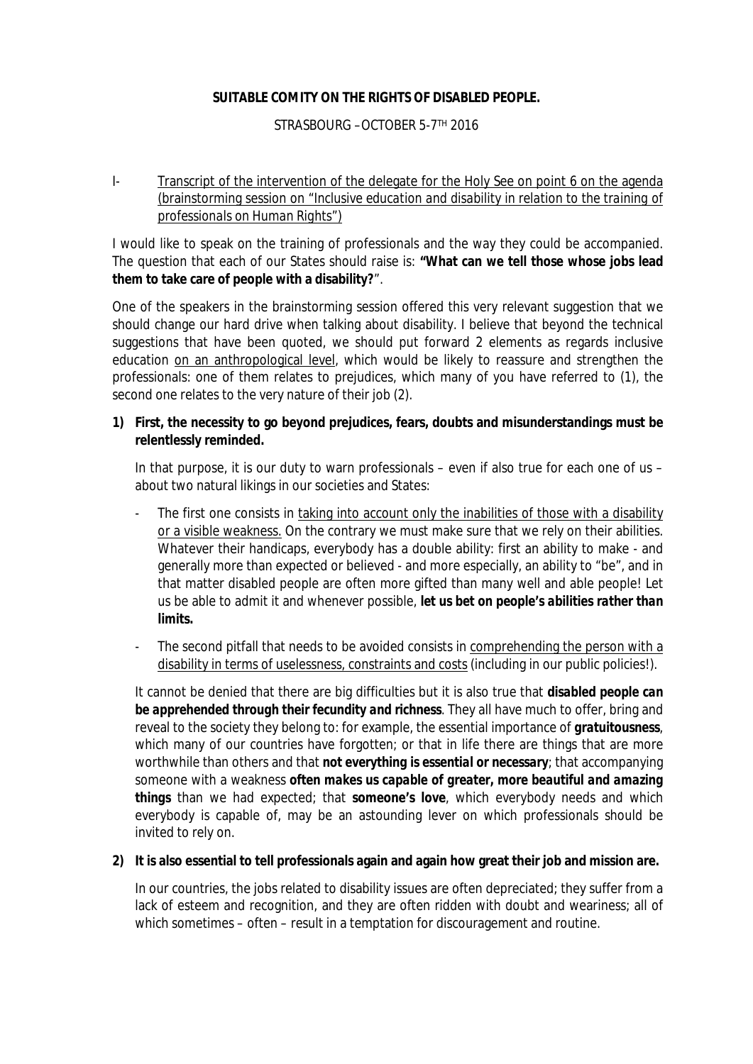**SUITABLE COMITY ON THE RIGHTS OF DISABLED PEOPLE.**

STRASBOURG –OCTOBER 5-7TH 2016

I- Transcript of the intervention of the delegate for the Holy See on point 6 on the agenda (brainstorming session on "*Inclusive education and disability in relation to the training of professionals on Human Rights*")

I would like to speak on the training of professionals and the way they could be accompanied. The question that each of our States should raise is: **"What can we tell those whose jobs lead them to take care of people with a disability?**".

One of the speakers in the brainstorming session offered this very relevant suggestion that we should change our hard drive when talking about disability. I believe that beyond the technical suggestions that have been quoted, we should put forward 2 elements as regards inclusive education on an anthropological level, which would be likely to reassure and strengthen the professionals: one of them relates to prejudices, which many of you have referred to (1), the second one relates to the very nature of their job (2).

1) **First, the necessity to go beyond prejudices, fears, doubts and misunderstandings must be relentlessly reminded.**

   In that purpose, it is our duty to warn professionals – even if also true for each one of us – about two natural likings in our societies and States:

   - The first one consists in taking into account only the inabilities of those with a disability or a visible weakness. On the contrary we must make sure that we rely on their abilities. Whatever their handicaps, everybody has a double ability: first an ability to make - and generally more than expected or believed - and more especially, an ability to "be", and in that matter disabled people are often more gifted than many well and able people! Let us be able to admit it and whenever possible, ***let us bet on people's abilities rather than limits.***

   - The second pitfall that needs to be avoided consists in comprehending the person with a disability in terms of uselessness, constraints and costs (including in our public policies!).

   It cannot be denied that there are big difficulties but it is also true that ***disabled people can be apprehended through their fecundity and richness***. They all have much to offer, bring and reveal to the society they belong to: for example, the essential importance of **gratuitousness**, which many of our countries have forgotten; or that in life there are things that are more worthwhile than others and that ***not everything is essential or necessary***; that accompanying someone with a weakness ***often makes us capable of greater, more beautiful and amazing things*** than we had expected; that **someone's love**, which everybody needs and which everybody is capable of, may be an astounding lever on which professionals should be invited to rely on.

2) **It is also essential to tell professionals again and again how great their job and mission are.**

   In our countries, the jobs related to disability issues are often depreciated; they suffer from a lack of esteem and recognition, and they are often ridden with doubt and weariness; all of which sometimes – often – result in a temptation for discouragement and routine.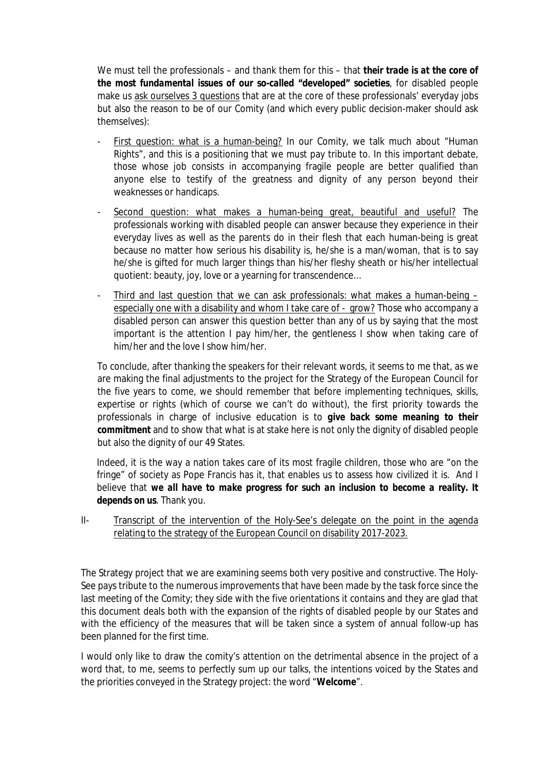We must tell the professionals – and thank them for this – that **their trade is at the core of the most fundamental issues of our so-called "developed" societies**, for disabled people make us ask ourselves 3 questions that are at the core of these professionals' everyday jobs but also the reason to be of our Comity (and which every public decision-maker should ask themselves):

- First question: what is a human-being? In our Comity, we talk much about "Human Rights", and this is a positioning that we must pay tribute to. In this important debate, those whose job consists in accompanying fragile people are better qualified than anyone else to testify of the greatness and dignity of any person beyond their weaknesses or handicaps.

- Second question: what makes a human-being great, beautiful and useful? The professionals working with disabled people can answer because they experience in their everyday lives as well as the parents do in their flesh that each human-being is great because no matter how serious his disability is, he/she is a man/woman, that is to say he/she is gifted for much larger things than his/her fleshy sheath or his/her intellectual quotient: beauty, joy, love or a yearning for transcendence…

- Third and last question that we can ask professionals: what makes a human-being – especially one with a disability and whom I take care of - grow? Those who accompany a disabled person can answer this question better than any of us by saying that the most important is the attention I pay him/her, the gentleness I show when taking care of him/her and the love I show him/her.

To conclude, after thanking the speakers for their relevant words, it seems to me that, as we are making the final adjustments to the project for the Strategy of the European Council for the five years to come, we should remember that before implementing techniques, skills, expertise or rights (which of course we can't do without), the first priority towards the professionals in charge of inclusive education is to **give back some meaning to their commitment** and to show that what is at stake here is not only the dignity of disabled people but also the dignity of our 49 States.

Indeed, it is the way a nation takes care of its most fragile children, those who are "on the fringe" of society as Pope Francis has it, that enables us to assess how civilized it is. And I believe that **we all have to make progress for such an inclusion to become a reality. It depends on us**. Thank you.

## II- Transcript of the intervention of the Holy-See's delegate on the point in the agenda relating to the strategy of the European Council on disability 2017-2023.

The Strategy project that we are examining seems both very positive and constructive. The Holy-See pays tribute to the numerous improvements that have been made by the task force since the last meeting of the Comity; they side with the five orientations it contains and they are glad that this document deals both with the expansion of the rights of disabled people by our States and with the efficiency of the measures that will be taken since a system of annual follow-up has been planned for the first time.

I would only like to draw the comity's attention on the detrimental absence in the project of a word that, to me, seems to perfectly sum up our talks, the intentions voiced by the States and the priorities conveyed in the Strategy project: the word "**Welcome**".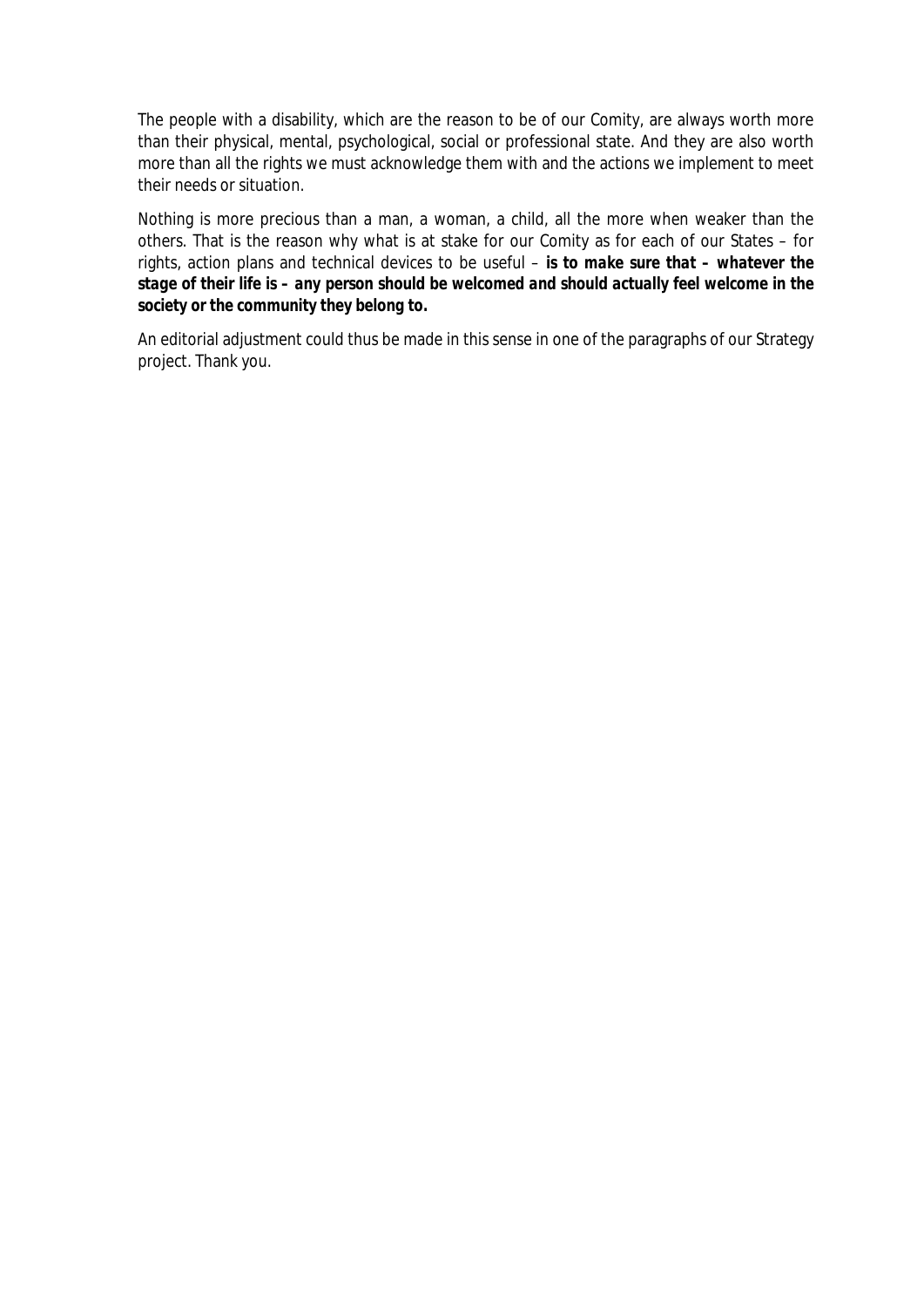The people with a disability, which are the reason to be of our Comity, are always worth more than their physical, mental, psychological, social or professional state. And they are also worth more than all the rights we must acknowledge them with and the actions we implement to meet their needs or situation.

Nothing is more precious than a man, a woman, a child, all the more when weaker than the others. That is the reason why what is at stake for our Comity as for each of our States – for rights, action plans and technical devices to be useful – **is to make sure that – whatever the stage of their life is – any person should be welcomed and should actually feel welcome in the society or the community they belong to.**

An editorial adjustment could thus be made in this sense in one of the paragraphs of our Strategy project. Thank you.